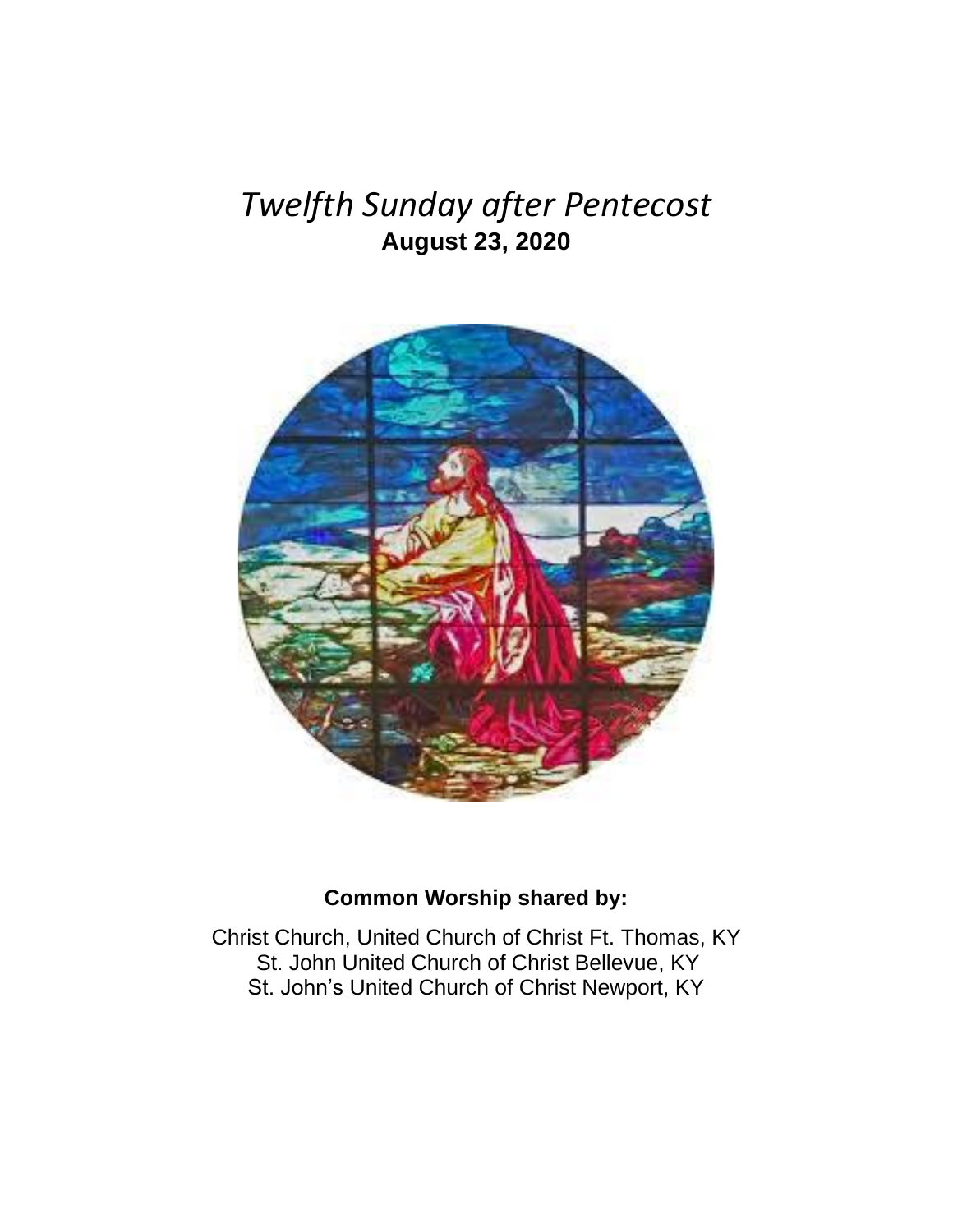# *Twelfth Sunday after Pentecost*

**August 23, 2020**

**Common Worship shared by:**

Christ Church, United Church of Christ Ft. Thomas, KY
St. John United Church of Christ Bellevue, KY
St. John's United Church of Christ Newport, KY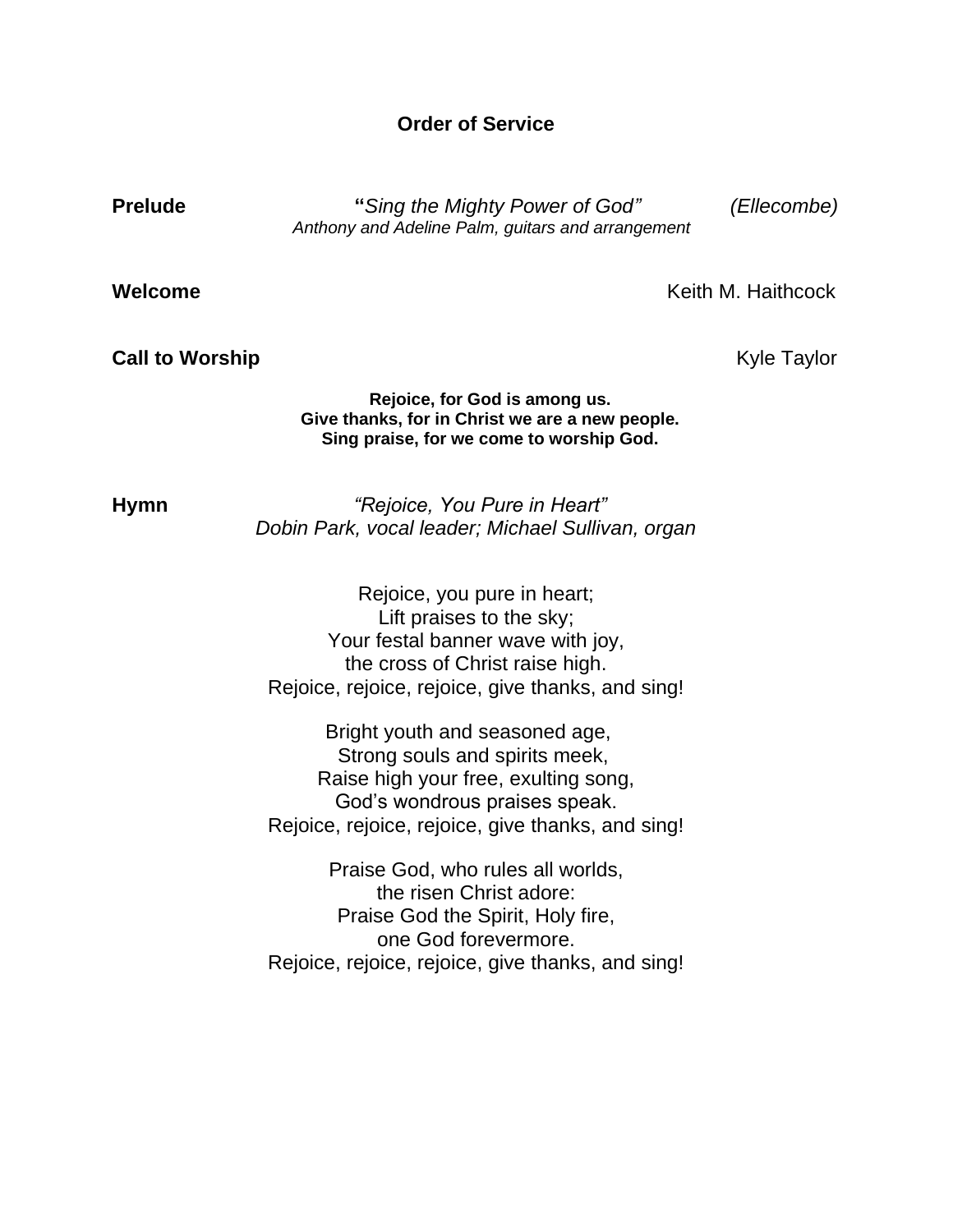# Order of Service

**Prelude** "*Sing the Mighty Power of God*" *(Ellecombe)*
*Anthony and Adeline Palm, guitars and arrangement*

**Welcome** Keith M. Haithcock

**Call to Worship** Kyle Taylor

**Rejoice, for God is among us.**
**Give thanks, for in Christ we are a new people.**
**Sing praise, for we come to worship God.**

**Hymn** *"Rejoice, You Pure in Heart"*
*Dobin Park, vocal leader; Michael Sullivan, organ*

Rejoice, you pure in heart;
Lift praises to the sky;
Your festal banner wave with joy,
the cross of Christ raise high.
Rejoice, rejoice, rejoice, give thanks, and sing!

Bright youth and seasoned age,
Strong souls and spirits meek,
Raise high your free, exulting song,
God's wondrous praises speak.
Rejoice, rejoice, rejoice, give thanks, and sing!

Praise God, who rules all worlds,
the risen Christ adore:
Praise God the Spirit, Holy fire,
one God forevermore.
Rejoice, rejoice, rejoice, give thanks, and sing!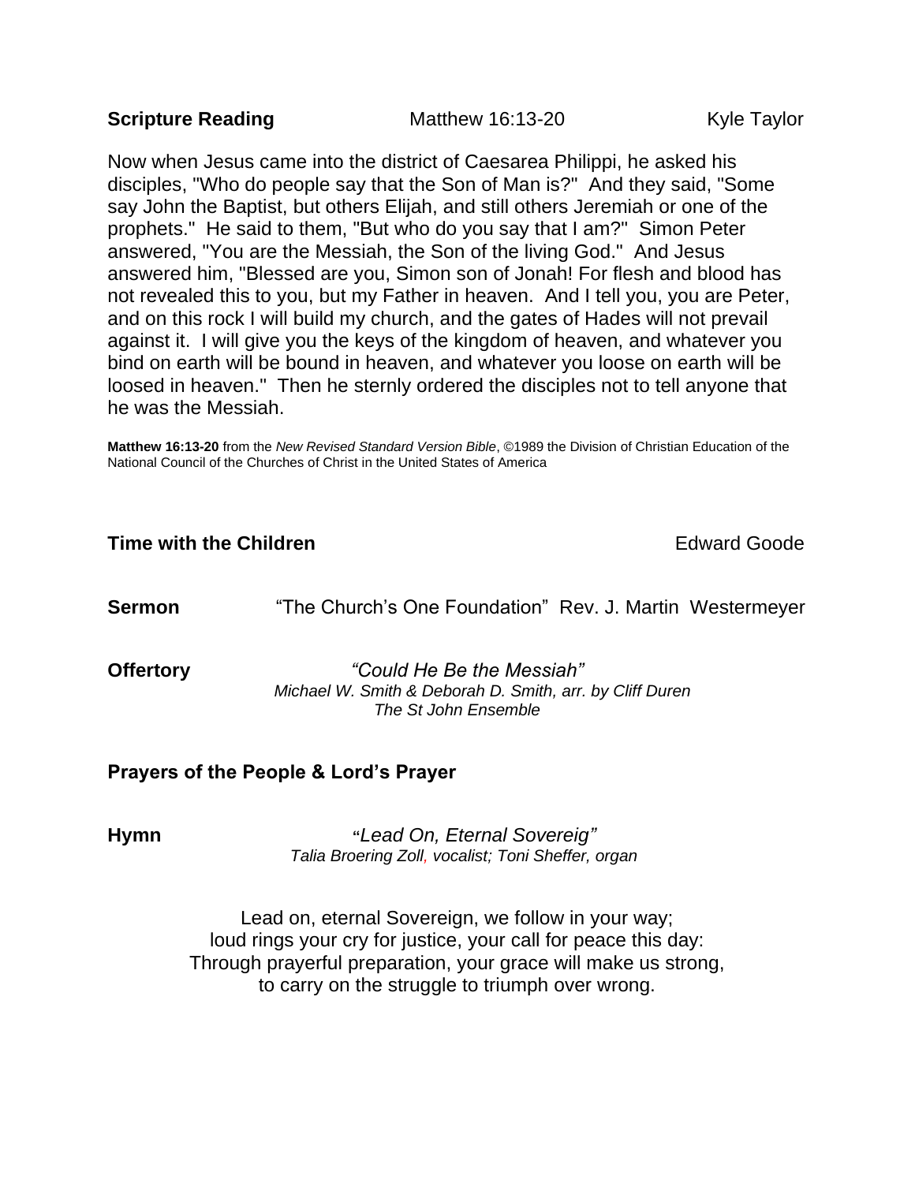**Scripture Reading** Matthew 16:13-20 Kyle Taylor

Now when Jesus came into the district of Caesarea Philippi, he asked his disciples, "Who do people say that the Son of Man is?" And they said, "Some say John the Baptist, but others Elijah, and still others Jeremiah or one of the prophets." He said to them, "But who do you say that I am?" Simon Peter answered, "You are the Messiah, the Son of the living God." And Jesus answered him, "Blessed are you, Simon son of Jonah! For flesh and blood has not revealed this to you, but my Father in heaven. And I tell you, you are Peter, and on this rock I will build my church, and the gates of Hades will not prevail against it. I will give you the keys of the kingdom of heaven, and whatever you bind on earth will be bound in heaven, and whatever you loose on earth will be loosed in heaven." Then he sternly ordered the disciples not to tell anyone that he was the Messiah.

**Matthew 16:13-20** from the *New Revised Standard Version Bible*, ©1989 the Division of Christian Education of the National Council of the Churches of Christ in the United States of America

**Time with the Children** Edward Goode

**Sermon** "The Church's One Foundation" Rev. J. Martin Westermeyer

**Offertory** *"Could He Be the Messiah"*
*Michael W. Smith & Deborah D. Smith, arr. by Cliff Duren*
*The St John Ensemble*

**Prayers of the People & Lord's Prayer**

**Hymn** *"Lead On, Eternal Sovereig"*
*Talia Broering Zoll, vocalist; Toni Sheffer, organ*

Lead on, eternal Sovereign, we follow in your way;
loud rings your cry for justice, your call for peace this day:
Through prayerful preparation, your grace will make us strong,
to carry on the struggle to triumph over wrong.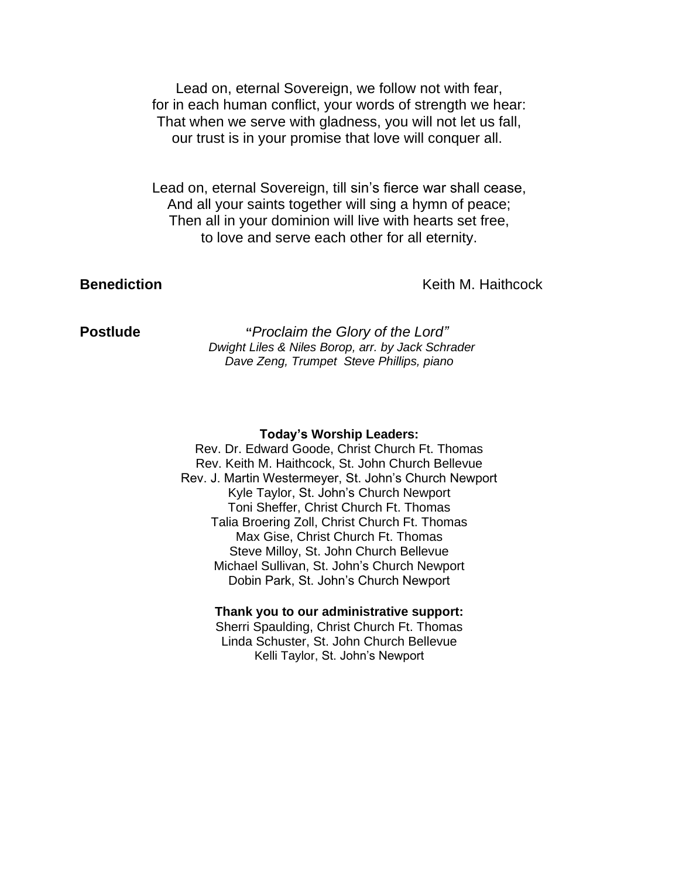Lead on, eternal Sovereign, we follow not with fear,
for in each human conflict, your words of strength we hear:
That when we serve with gladness, you will not let us fall,
our trust is in your promise that love will conquer all.

Lead on, eternal Sovereign, till sin's fierce war shall cease,
And all your saints together will sing a hymn of peace;
Then all in your dominion will live with hearts set free,
to love and serve each other for all eternity.

**Benediction** Keith M. Haithcock

**Postlude** "*Proclaim the Glory of the Lord"*
*Dwight Liles & Niles Borop, arr. by Jack Schrader*
*Dave Zeng, Trumpet Steve Phillips, piano*

**Today's Worship Leaders:**
Rev. Dr. Edward Goode, Christ Church Ft. Thomas
Rev. Keith M. Haithcock, St. John Church Bellevue
Rev. J. Martin Westermeyer, St. John's Church Newport
Kyle Taylor, St. John's Church Newport
Toni Sheffer, Christ Church Ft. Thomas
Talia Broering Zoll, Christ Church Ft. Thomas
Max Gise, Christ Church Ft. Thomas
Steve Milloy, St. John Church Bellevue
Michael Sullivan, St. John's Church Newport
Dobin Park, St. John's Church Newport

**Thank you to our administrative support:**
Sherri Spaulding, Christ Church Ft. Thomas
Linda Schuster, St. John Church Bellevue
Kelli Taylor, St. John's Newport